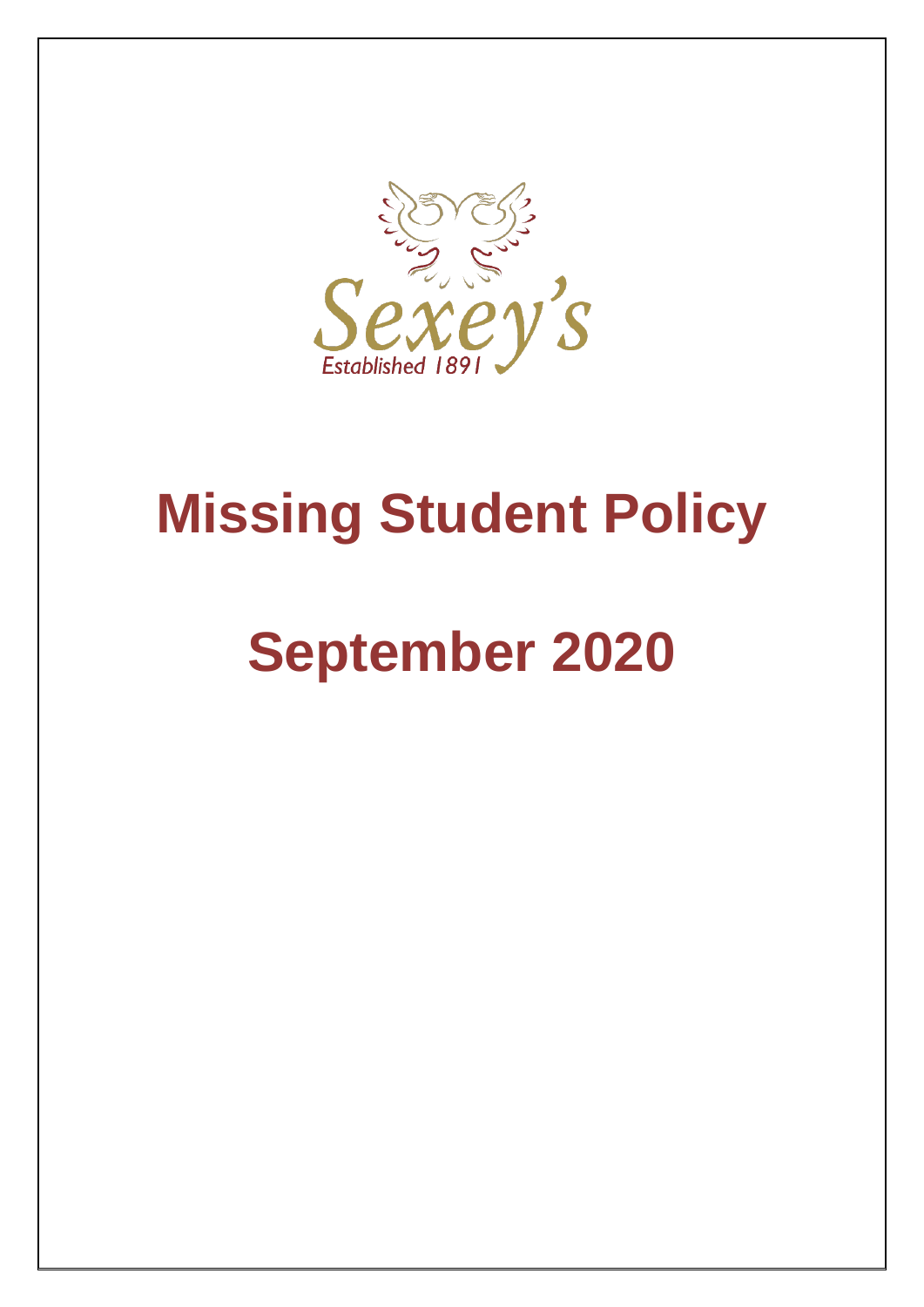Sexey's

Established 1891

# Missing Student Policy

# September 2020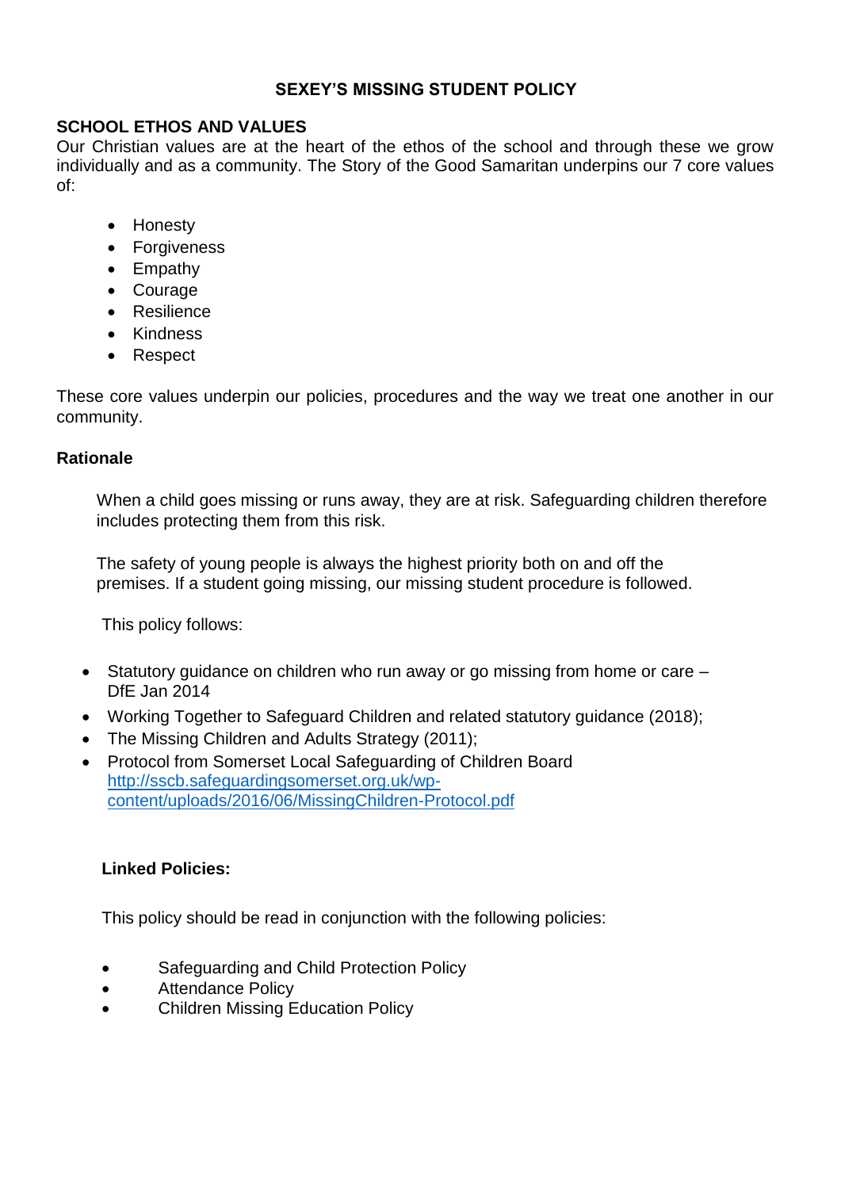# SEXEY'S MISSING STUDENT POLICY

## SCHOOL ETHOS AND VALUES

Our Christian values are at the heart of the ethos of the school and through these we grow individually and as a community. The Story of the Good Samaritan underpins our 7 core values of:

- Honesty
- Forgiveness
- Empathy
- Courage
- Resilience
- Kindness
- Respect

These core values underpin our policies, procedures and the way we treat one another in our community.

### Rationale

When a child goes missing or runs away, they are at risk. Safeguarding children therefore includes protecting them from this risk.

The safety of young people is always the highest priority both on and off the premises. If a student going missing, our missing student procedure is followed.

This policy follows:

- Statutory guidance on children who run away or go missing from home or care – DfE Jan 2014
- Working Together to Safeguard Children and related statutory guidance (2018);
- The Missing Children and Adults Strategy (2011);
- Protocol from Somerset Local Safeguarding of Children Board http://sscb.safeguardingsomerset.org.uk/wp-content/uploads/2016/06/MissingChildren-Protocol.pdf

### Linked Policies:

This policy should be read in conjunction with the following policies:

- Safeguarding and Child Protection Policy
- Attendance Policy
- Children Missing Education Policy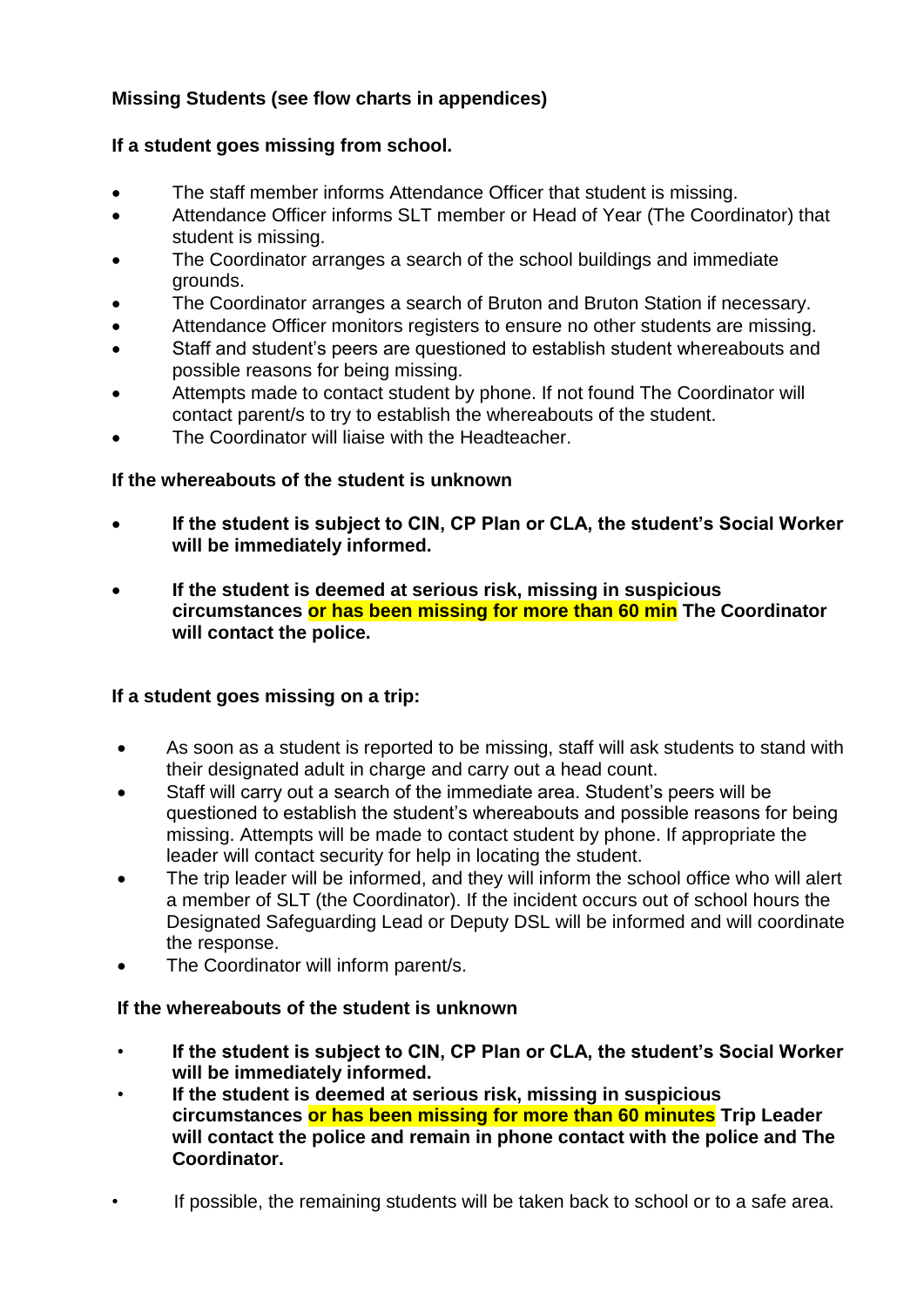**Missing Students (see flow charts in appendices)**

**If a student goes missing from school.**

- The staff member informs Attendance Officer that student is missing.
- Attendance Officer informs SLT member or Head of Year (The Coordinator) that student is missing.
- The Coordinator arranges a search of the school buildings and immediate grounds.
- The Coordinator arranges a search of Bruton and Bruton Station if necessary.
- Attendance Officer monitors registers to ensure no other students are missing.
- Staff and student's peers are questioned to establish student whereabouts and possible reasons for being missing.
- Attempts made to contact student by phone. If not found The Coordinator will contact parent/s to try to establish the whereabouts of the student.
- The Coordinator will liaise with the Headteacher.

**If the whereabouts of the student is unknown**

- **If the student is subject to CIN, CP Plan or CLA, the student's Social Worker will be immediately informed.**
- **If the student is deemed at serious risk, missing in suspicious circumstances or has been missing for more than 60 min The Coordinator will contact the police.**

**If a student goes missing on a trip:**

- As soon as a student is reported to be missing, staff will ask students to stand with their designated adult in charge and carry out a head count.
- Staff will carry out a search of the immediate area. Student's peers will be questioned to establish the student's whereabouts and possible reasons for being missing. Attempts will be made to contact student by phone. If appropriate the leader will contact security for help in locating the student.
- The trip leader will be informed, and they will inform the school office who will alert a member of SLT (the Coordinator). If the incident occurs out of school hours the Designated Safeguarding Lead or Deputy DSL will be informed and will coordinate the response.
- The Coordinator will inform parent/s.

**If the whereabouts of the student is unknown**

- **If the student is subject to CIN, CP Plan or CLA, the student's Social Worker will be immediately informed.**
- **If the student is deemed at serious risk, missing in suspicious circumstances or has been missing for more than 60 minutes Trip Leader will contact the police and remain in phone contact with the police and The Coordinator.**
- If possible, the remaining students will be taken back to school or to a safe area.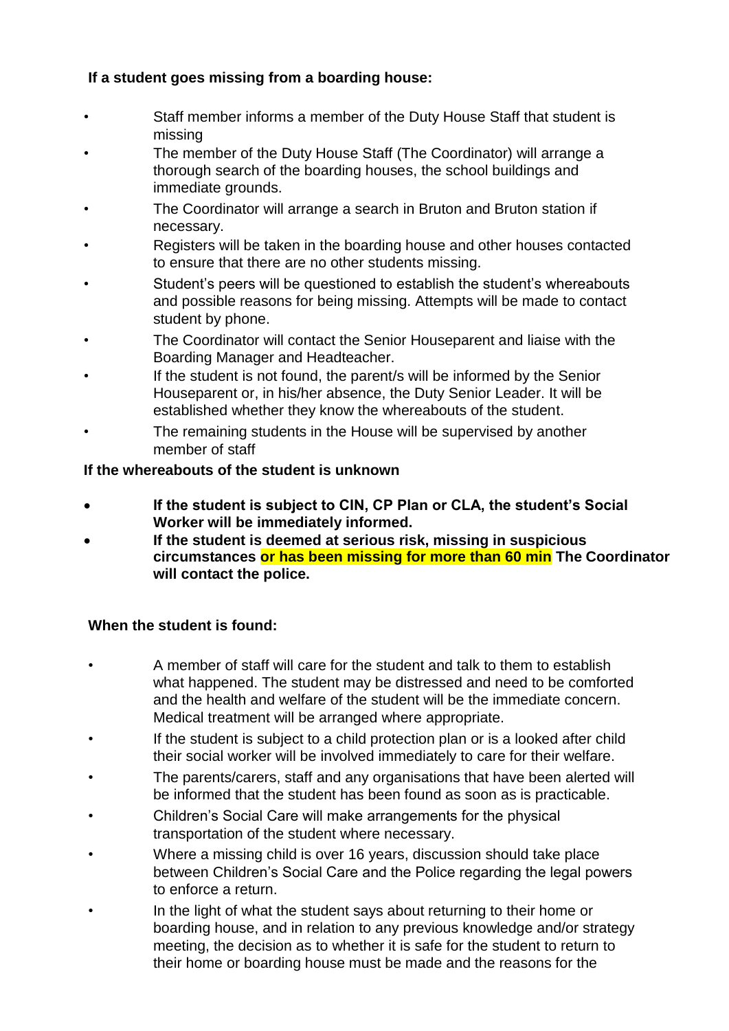**If a student goes missing from a boarding house:**

- Staff member informs a member of the Duty House Staff that student is missing
- The member of the Duty House Staff (The Coordinator) will arrange a thorough search of the boarding houses, the school buildings and immediate grounds.
- The Coordinator will arrange a search in Bruton and Bruton station if necessary.
- Registers will be taken in the boarding house and other houses contacted to ensure that there are no other students missing.
- Student's peers will be questioned to establish the student's whereabouts and possible reasons for being missing. Attempts will be made to contact student by phone.
- The Coordinator will contact the Senior Houseparent and liaise with the Boarding Manager and Headteacher.
- If the student is not found, the parent/s will be informed by the Senior Houseparent or, in his/her absence, the Duty Senior Leader. It will be established whether they know the whereabouts of the student.
- The remaining students in the House will be supervised by another member of staff

**If the whereabouts of the student is unknown**

- **If the student is subject to CIN, CP Plan or CLA, the student's Social Worker will be immediately informed.**
- **If the student is deemed at serious risk, missing in suspicious circumstances or has been missing for more than 60 min The Coordinator will contact the police.**

**When the student is found:**

- A member of staff will care for the student and talk to them to establish what happened. The student may be distressed and need to be comforted and the health and welfare of the student will be the immediate concern. Medical treatment will be arranged where appropriate.
- If the student is subject to a child protection plan or is a looked after child their social worker will be involved immediately to care for their welfare.
- The parents/carers, staff and any organisations that have been alerted will be informed that the student has been found as soon as is practicable.
- Children's Social Care will make arrangements for the physical transportation of the student where necessary.
- Where a missing child is over 16 years, discussion should take place between Children's Social Care and the Police regarding the legal powers to enforce a return.
- In the light of what the student says about returning to their home or boarding house, and in relation to any previous knowledge and/or strategy meeting, the decision as to whether it is safe for the student to return to their home or boarding house must be made and the reasons for the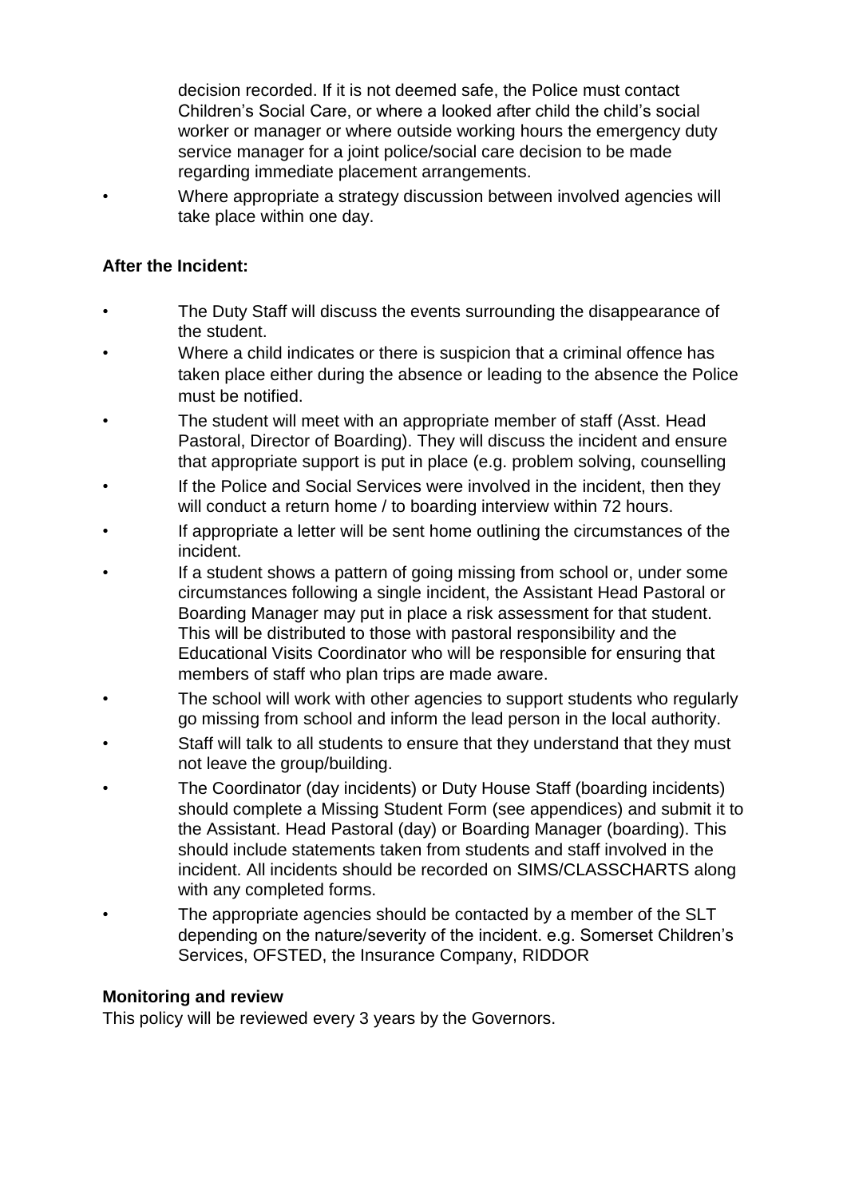decision recorded. If it is not deemed safe, the Police must contact Children's Social Care, or where a looked after child the child's social worker or manager or where outside working hours the emergency duty service manager for a joint police/social care decision to be made regarding immediate placement arrangements.

- Where appropriate a strategy discussion between involved agencies will take place within one day.

**After the Incident:**

- The Duty Staff will discuss the events surrounding the disappearance of the student.
- Where a child indicates or there is suspicion that a criminal offence has taken place either during the absence or leading to the absence the Police must be notified.
- The student will meet with an appropriate member of staff (Asst. Head Pastoral, Director of Boarding). They will discuss the incident and ensure that appropriate support is put in place (e.g. problem solving, counselling
- If the Police and Social Services were involved in the incident, then they will conduct a return home / to boarding interview within 72 hours.
- If appropriate a letter will be sent home outlining the circumstances of the incident.
- If a student shows a pattern of going missing from school or, under some circumstances following a single incident, the Assistant Head Pastoral or Boarding Manager may put in place a risk assessment for that student. This will be distributed to those with pastoral responsibility and the Educational Visits Coordinator who will be responsible for ensuring that members of staff who plan trips are made aware.
- The school will work with other agencies to support students who regularly go missing from school and inform the lead person in the local authority.
- Staff will talk to all students to ensure that they understand that they must not leave the group/building.
- The Coordinator (day incidents) or Duty House Staff (boarding incidents) should complete a Missing Student Form (see appendices) and submit it to the Assistant. Head Pastoral (day) or Boarding Manager (boarding). This should include statements taken from students and staff involved in the incident. All incidents should be recorded on SIMS/CLASSCHARTS along with any completed forms.
- The appropriate agencies should be contacted by a member of the SLT depending on the nature/severity of the incident. e.g. Somerset Children's Services, OFSTED, the Insurance Company, RIDDOR

**Monitoring and review**

This policy will be reviewed every 3 years by the Governors.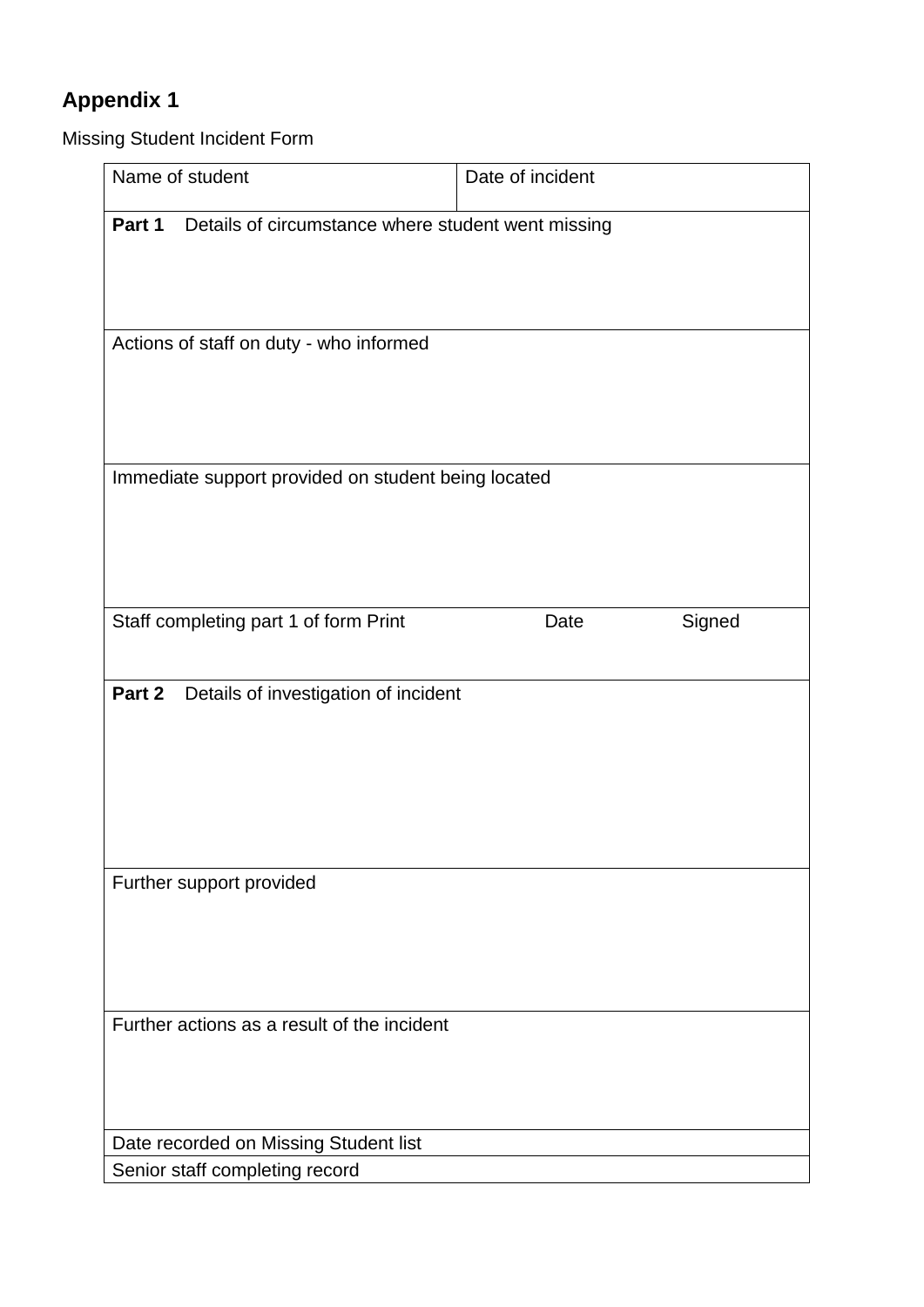## Appendix 1

Missing Student Incident Form

| Name of student | Date of incident |
|---|---|
| **Part 1** Details of circumstance where student went missing | |
| Actions of staff on duty - who informed | |
| Immediate support provided on student being located | |
| Staff completing part 1 of form Print Date Signed | |
| **Part 2** Details of investigation of incident | |
| Further support provided | |
| Further actions as a result of the incident | |
| Date recorded on Missing Student list | |
| Senior staff completing record | |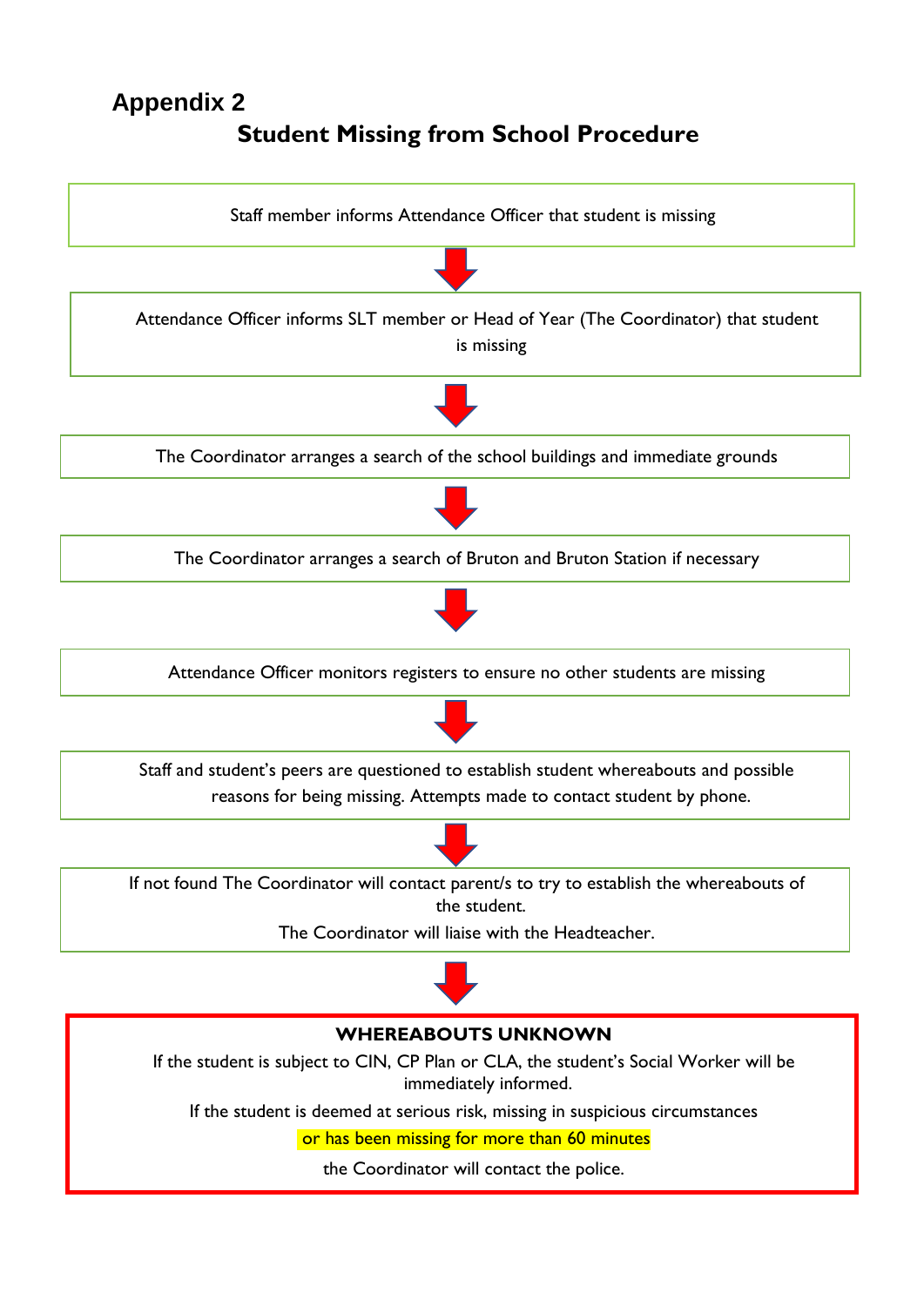## Appendix 2

# Student Missing from School Procedure

Staff member informs Attendance Officer that student is missing

↓

Attendance Officer informs SLT member or Head of Year (The Coordinator) that student is missing

↓

The Coordinator arranges a search of the school buildings and immediate grounds

↓

The Coordinator arranges a search of Bruton and Bruton Station if necessary

↓

Attendance Officer monitors registers to ensure no other students are missing

↓

Staff and student's peers are questioned to establish student whereabouts and possible reasons for being missing. Attempts made to contact student by phone.

↓

If not found The Coordinator will contact parent/s to try to establish the whereabouts of the student.

The Coordinator will liaise with the Headteacher.

↓

**WHEREABOUTS UNKNOWN**

If the student is subject to CIN, CP Plan or CLA, the student's Social Worker will be immediately informed.

If the student is deemed at serious risk, missing in suspicious circumstances

or has been missing for more than 60 minutes

the Coordinator will contact the police.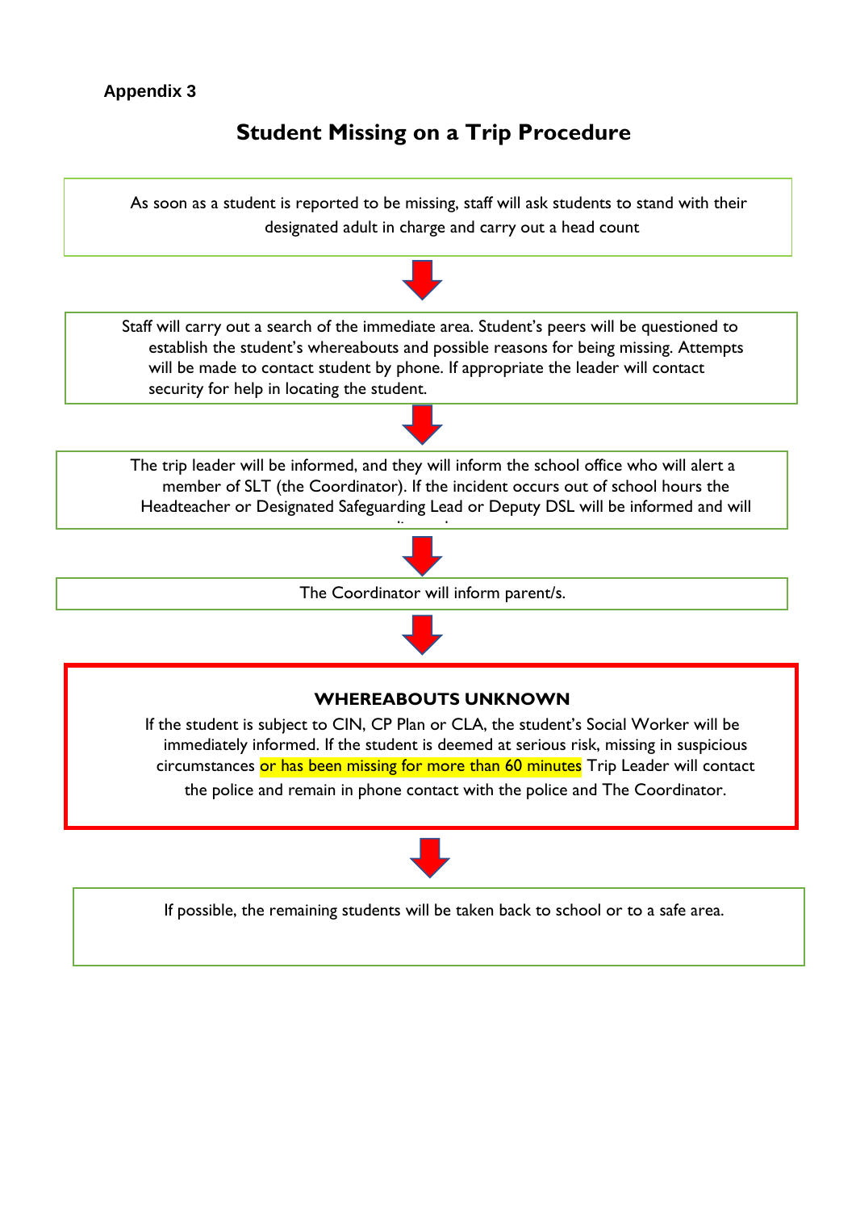Appendix 3

## Student Missing on a Trip Procedure

As soon as a student is reported to be missing, staff will ask students to stand with their designated adult in charge and carry out a head count

↓

Staff will carry out a search of the immediate area. Student's peers will be questioned to establish the student's whereabouts and possible reasons for being missing. Attempts will be made to contact student by phone. If appropriate the leader will contact security for help in locating the student.

↓

The trip leader will be informed, and they will inform the school office who will alert a member of SLT (the Coordinator). If the incident occurs out of school hours the Headteacher or Designated Safeguarding Lead or Deputy DSL will be informed and will

↓

The Coordinator will inform parent/s.

↓

**WHEREABOUTS UNKNOWN**

If the student is subject to CIN, CP Plan or CLA, the student's Social Worker will be immediately informed. If the student is deemed at serious risk, missing in suspicious circumstances or has been missing for more than 60 minutes Trip Leader will contact the police and remain in phone contact with the police and The Coordinator.

↓

If possible, the remaining students will be taken back to school or to a safe area.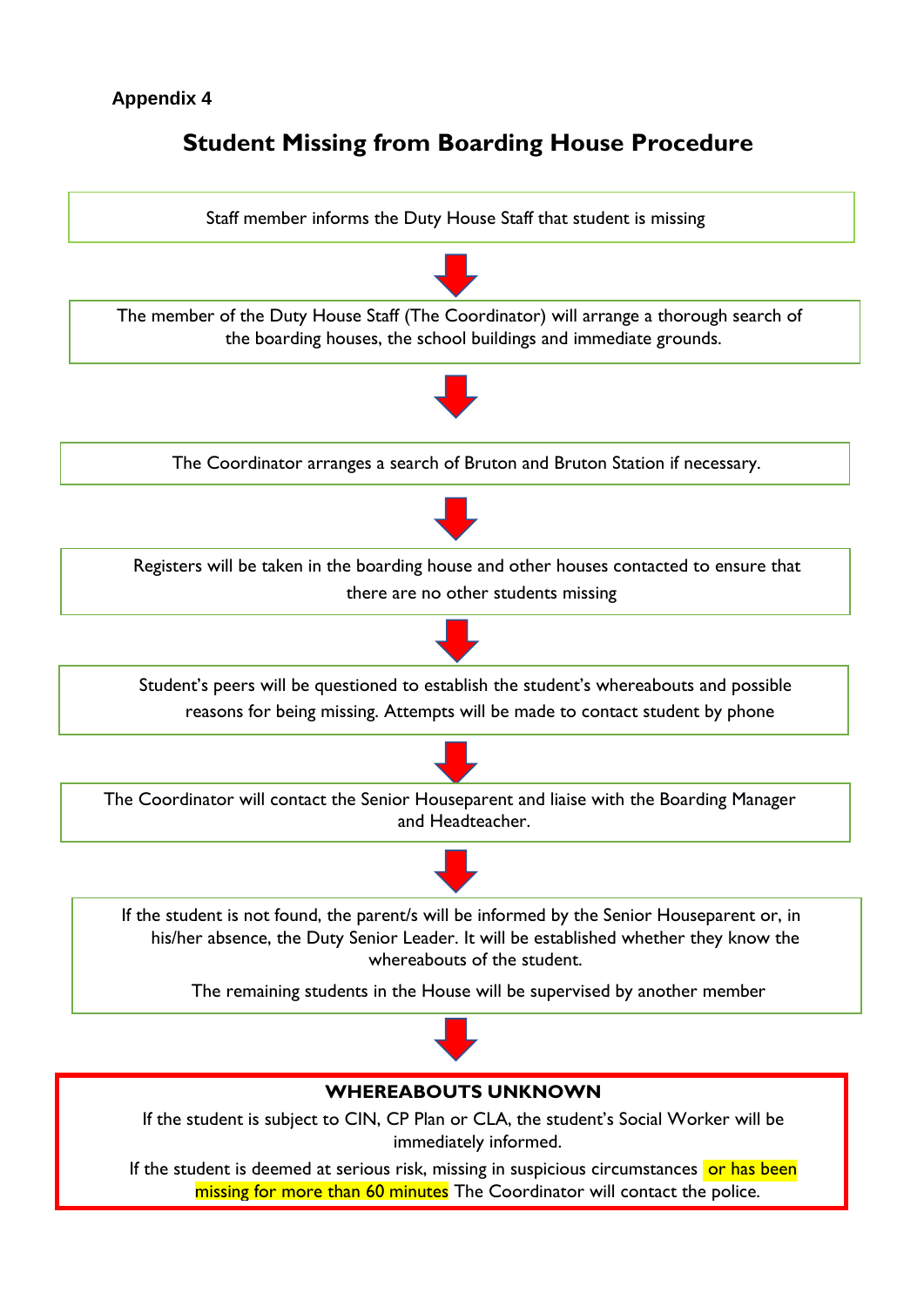**Appendix 4**

# Student Missing from Boarding House Procedure

Staff member informs the Duty House Staff that student is missing

↓

The member of the Duty House Staff (The Coordinator) will arrange a thorough search of the boarding houses, the school buildings and immediate grounds.

↓

The Coordinator arranges a search of Bruton and Bruton Station if necessary.

↓

Registers will be taken in the boarding house and other houses contacted to ensure that there are no other students missing

↓

Student's peers will be questioned to establish the student's whereabouts and possible reasons for being missing. Attempts will be made to contact student by phone

↓

The Coordinator will contact the Senior Houseparent and liaise with the Boarding Manager and Headteacher.

↓

If the student is not found, the parent/s will be informed by the Senior Houseparent or, in his/her absence, the Duty Senior Leader. It will be established whether they know the whereabouts of the student.

The remaining students in the House will be supervised by another member

↓

**WHEREABOUTS UNKNOWN**

If the student is subject to CIN, CP Plan or CLA, the student's Social Worker will be immediately informed.

If the student is deemed at serious risk, missing in suspicious circumstances or has been missing for more than 60 minutes The Coordinator will contact the police.